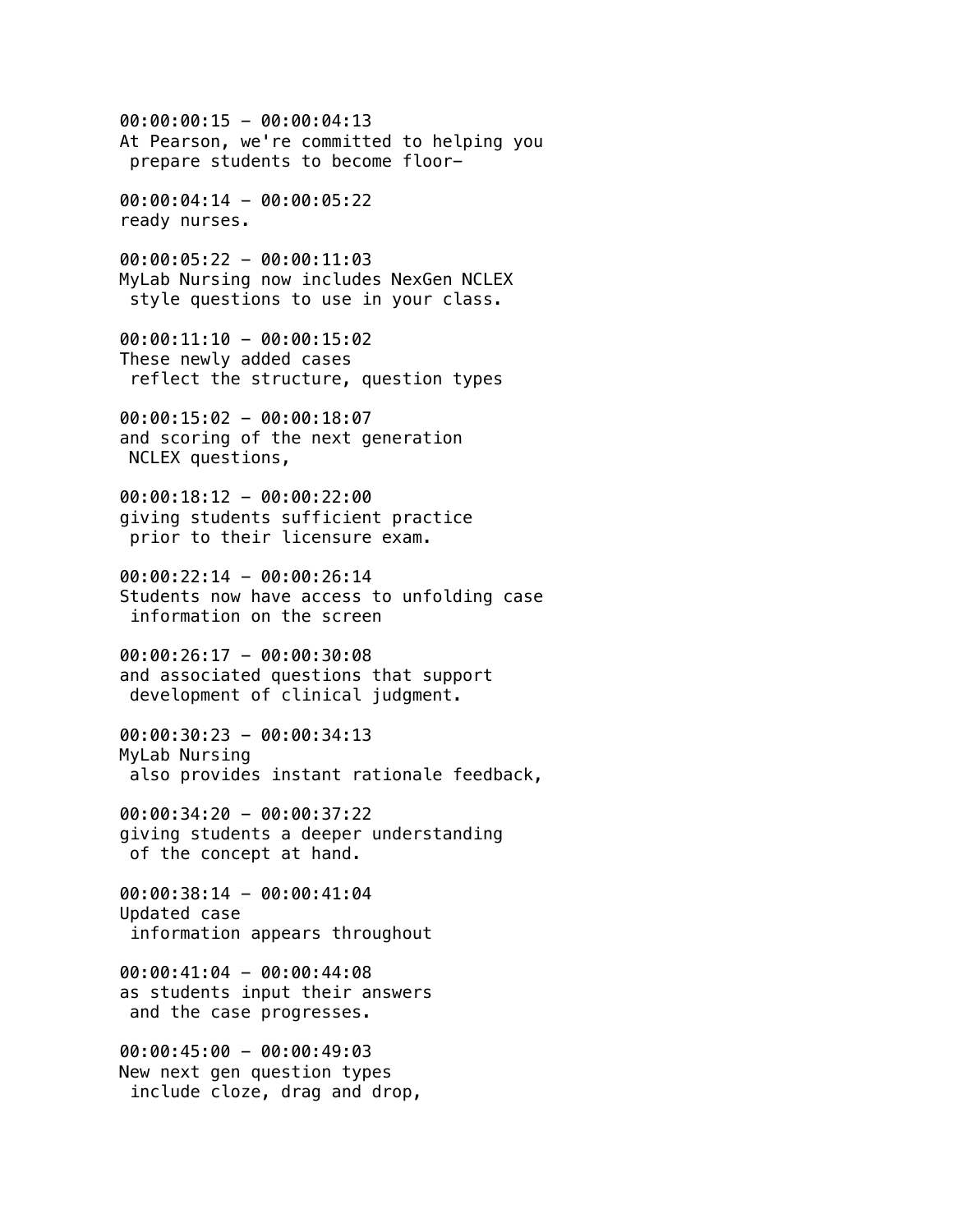00:00:00:15 - 00:00:04:13
At Pearson, we're committed to helping you
 prepare students to become floor-

00:00:04:14 - 00:00:05:22
ready nurses.

00:00:05:22 - 00:00:11:03
MyLab Nursing now includes NexGen NCLEX
 style questions to use in your class.

00:00:11:10 - 00:00:15:02
These newly added cases
 reflect the structure, question types

00:00:15:02 - 00:00:18:07
and scoring of the next generation
 NCLEX questions,

00:00:18:12 - 00:00:22:00
giving students sufficient practice
 prior to their licensure exam.

00:00:22:14 - 00:00:26:14
Students now have access to unfolding case
 information on the screen

00:00:26:17 - 00:00:30:08
and associated questions that support
 development of clinical judgment.

00:00:30:23 - 00:00:34:13
MyLab Nursing
 also provides instant rationale feedback,

00:00:34:20 - 00:00:37:22
giving students a deeper understanding
 of the concept at hand.

00:00:38:14 - 00:00:41:04
Updated case
 information appears throughout

00:00:41:04 - 00:00:44:08
as students input their answers
 and the case progresses.

00:00:45:00 - 00:00:49:03
New next gen question types
 include cloze, drag and drop,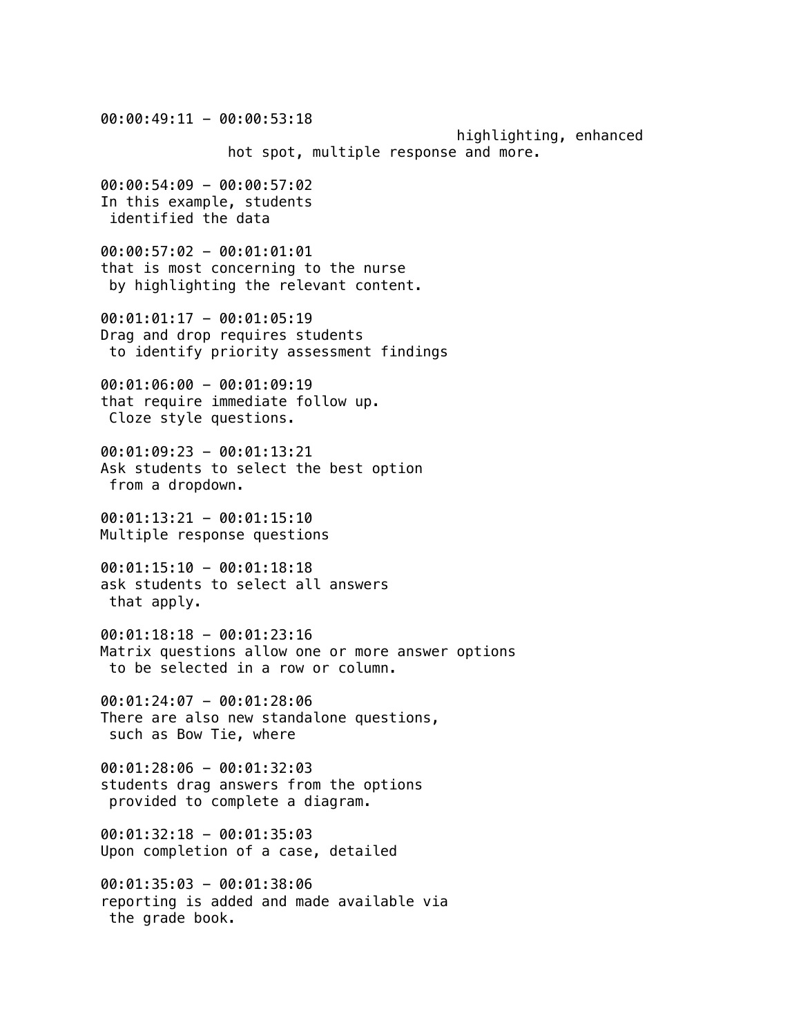00:00:49:11 - 00:00:53:18
highlighting, enhanced
hot spot, multiple response and more.

00:00:54:09 - 00:00:57:02
In this example, students
identified the data

00:00:57:02 - 00:01:01:01
that is most concerning to the nurse
by highlighting the relevant content.

00:01:01:17 - 00:01:05:19
Drag and drop requires students
to identify priority assessment findings

00:01:06:00 - 00:01:09:19
that require immediate follow up.
Cloze style questions.

00:01:09:23 - 00:01:13:21
Ask students to select the best option
from a dropdown.

00:01:13:21 - 00:01:15:10
Multiple response questions

00:01:15:10 - 00:01:18:18
ask students to select all answers
that apply.

00:01:18:18 - 00:01:23:16
Matrix questions allow one or more answer options
to be selected in a row or column.

00:01:24:07 - 00:01:28:06
There are also new standalone questions,
such as Bow Tie, where

00:01:28:06 - 00:01:32:03
students drag answers from the options
provided to complete a diagram.

00:01:32:18 - 00:01:35:03
Upon completion of a case, detailed

00:01:35:03 - 00:01:38:06
reporting is added and made available via
the grade book.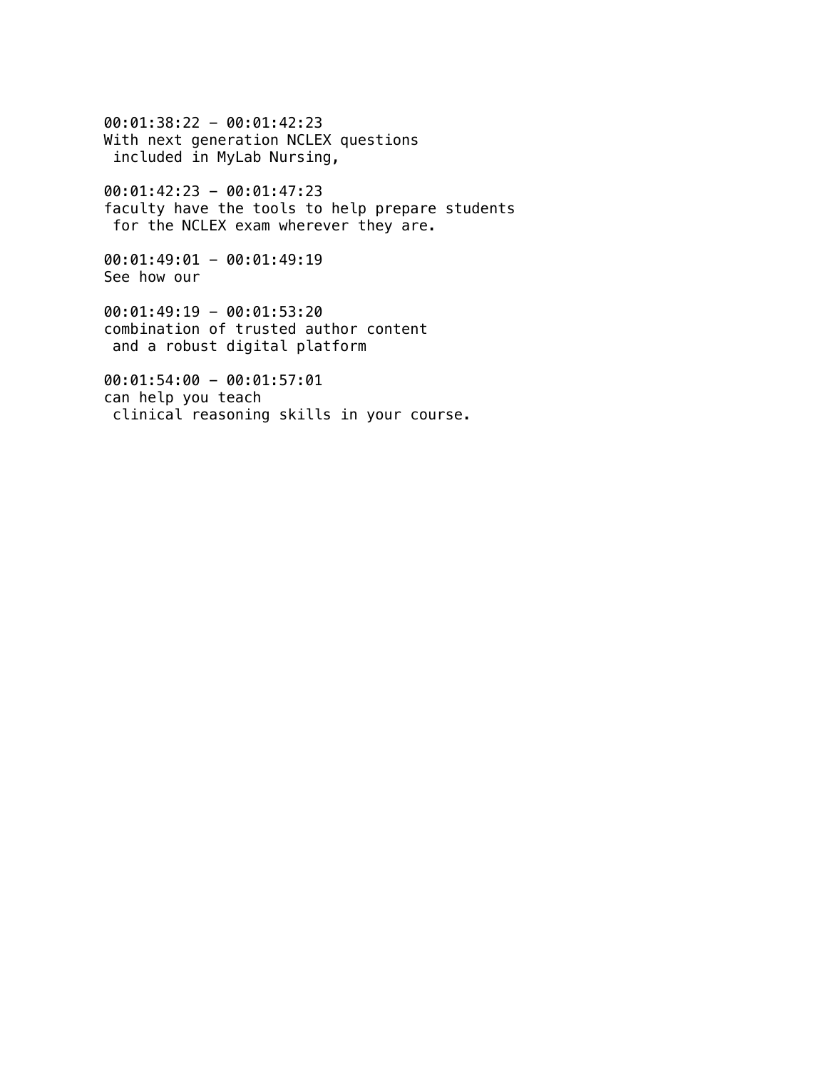00:01:38:22 - 00:01:42:23
With next generation NCLEX questions
included in MyLab Nursing,

00:01:42:23 - 00:01:47:23
faculty have the tools to help prepare students
for the NCLEX exam wherever they are.

00:01:49:01 - 00:01:49:19
See how our

00:01:49:19 - 00:01:53:20
combination of trusted author content
and a robust digital platform

00:01:54:00 - 00:01:57:01
can help you teach
clinical reasoning skills in your course.